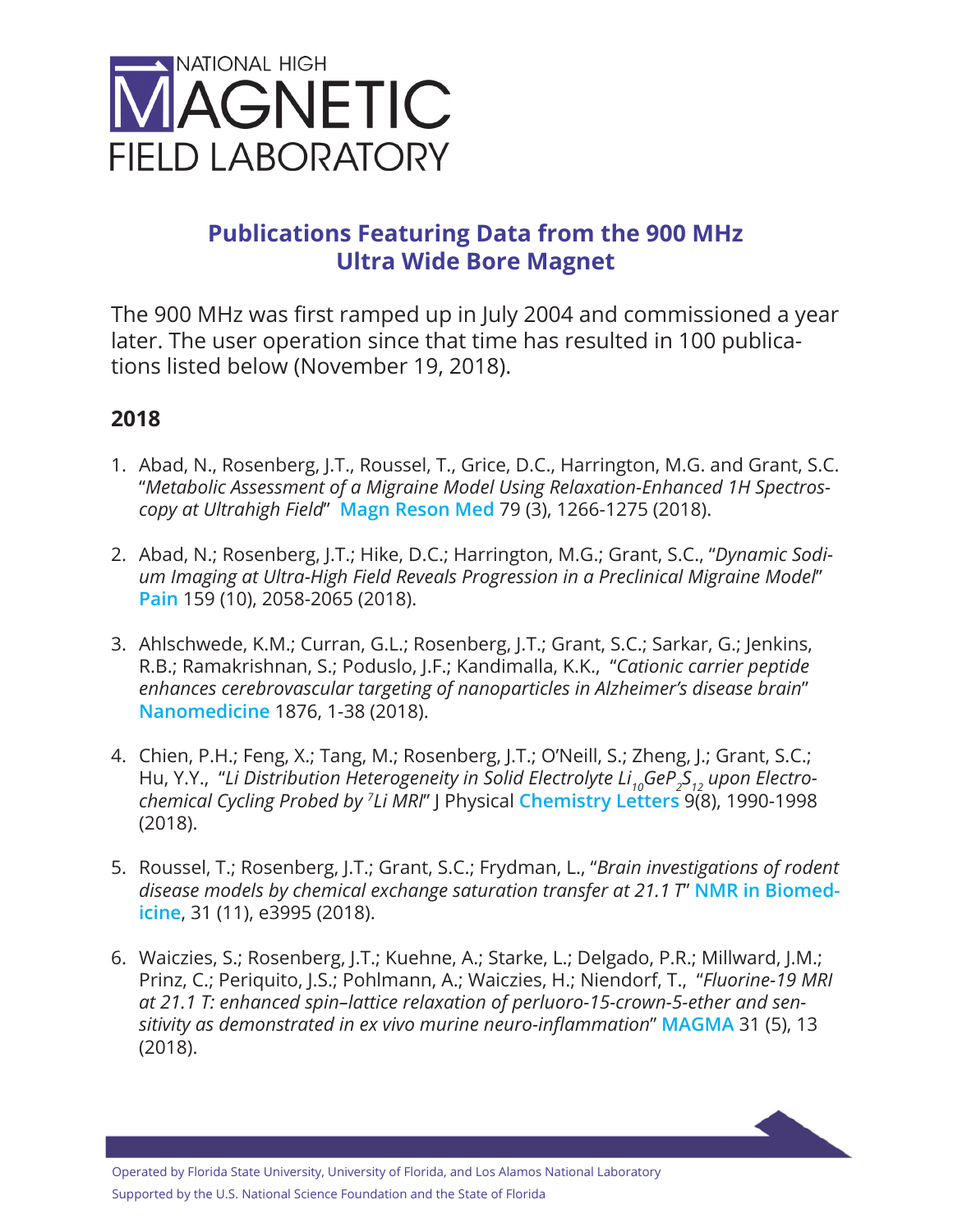NATIONAL HIGH MAGNETIC FIELD LABORATORY

# Publications Featuring Data from the 900 MHz Ultra Wide Bore Magnet

The 900 MHz was first ramped up in July 2004 and commissioned a year later. The user operation since that time has resulted in 100 publications listed below (November 19, 2018).

## 2018

1. Abad, N., Rosenberg, J.T., Roussel, T., Grice, D.C., Harrington, M.G. and Grant, S.C. "*Metabolic Assessment of a Migraine Model Using Relaxation-Enhanced 1H Spectroscopy at Ultrahigh Field*" Magn Reson Med 79 (3), 1266-1275 (2018).

2. Abad, N.; Rosenberg, J.T.; Hike, D.C.; Harrington, M.G.; Grant, S.C., "*Dynamic Sodium Imaging at Ultra-High Field Reveals Progression in a Preclinical Migraine Model*" Pain 159 (10), 2058-2065 (2018).

3. Ahlschwede, K.M.; Curran, G.L.; Rosenberg, J.T.; Grant, S.C.; Sarkar, G.; Jenkins, R.B.; Ramakrishnan, S.; Poduslo, J.F.; Kandimalla, K.K., "*Cationic carrier peptide enhances cerebrovascular targeting of nanoparticles in Alzheimer's disease brain*" Nanomedicine 1876, 1-38 (2018).

4. Chien, P.H.; Feng, X.; Tang, M.; Rosenberg, J.T.; O'Neill, S.; Zheng, J.; Grant, S.C.; Hu, Y.Y., "*Li Distribution Heterogeneity in Solid Electrolyte $Li_{10}GeP_2S_{12}$ upon Electrochemical Cycling Probed by $^7Li$ MRI*" J Physical Chemistry Letters 9(8), 1990-1998 (2018).

5. Roussel, T.; Rosenberg, J.T.; Grant, S.C.; Frydman, L., "*Brain investigations of rodent disease models by chemical exchange saturation transfer at 21.1 T*" NMR in Biomedicine, 31 (11), e3995 (2018).

6. Waiczies, S.; Rosenberg, J.T.; Kuehne, A.; Starke, L.; Delgado, P.R.; Millward, J.M.; Prinz, C.; Periquito, J.S.; Pohlmann, A.; Waiczies, H.; Niendorf, T., "*Fluorine-19 MRI at 21.1 T: enhanced spin–lattice relaxation of perluoro-15-crown-5-ether and sensitivity as demonstrated in ex vivo murine neuro-inflammation*" MAGMA 31 (5), 13 (2018).

Operated by Florida State University, University of Florida, and Los Alamos National Laboratory
Supported by the U.S. National Science Foundation and the State of Florida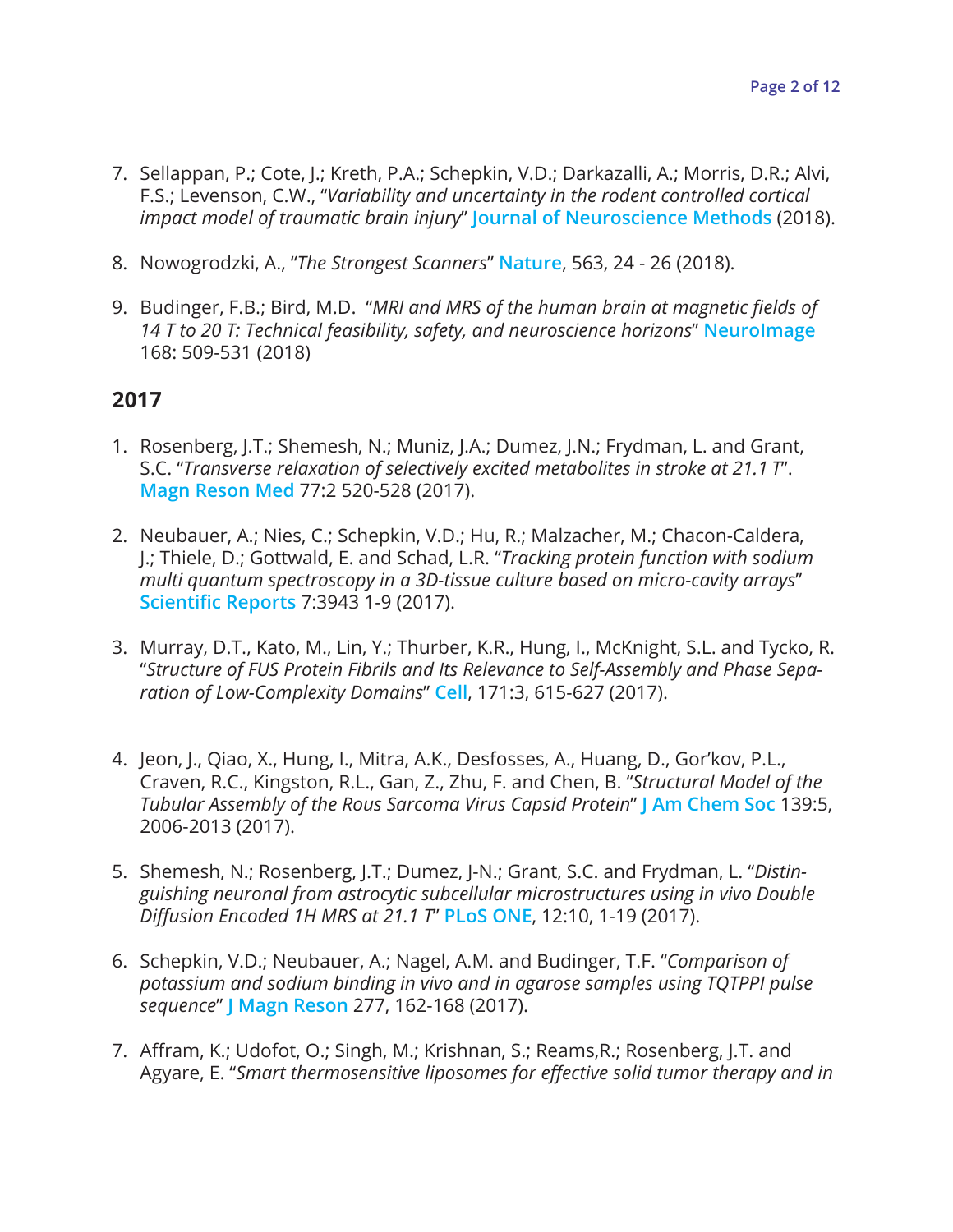7. Sellappan, P.; Cote, J.; Kreth, P.A.; Schepkin, V.D.; Darkazalli, A.; Morris, D.R.; Alvi, F.S.; Levenson, C.W., "*Variability and uncertainty in the rodent controlled cortical impact model of traumatic brain injury*" **Journal of Neuroscience Methods** (2018).

8. Nowogrodzki, A., "*The Strongest Scanners*" **Nature**, 563, 24 - 26 (2018).

9. Budinger, F.B.; Bird, M.D. "*MRI and MRS of the human brain at magnetic fields of 14 T to 20 T: Technical feasibility, safety, and neuroscience horizons*" **NeuroImage** 168: 509-531 (2018)

## 2017

1. Rosenberg, J.T.; Shemesh, N.; Muniz, J.A.; Dumez, J.N.; Frydman, L. and Grant, S.C. "*Transverse relaxation of selectively excited metabolites in stroke at 21.1 T*". **Magn Reson Med** 77:2 520-528 (2017).

2. Neubauer, A.; Nies, C.; Schepkin, V.D.; Hu, R.; Malzacher, M.; Chacon-Caldera, J.; Thiele, D.; Gottwald, E. and Schad, L.R. "*Tracking protein function with sodium multi quantum spectroscopy in a 3D-tissue culture based on micro-cavity arrays*" **Scientific Reports** 7:3943 1-9 (2017).

3. Murray, D.T., Kato, M., Lin, Y.; Thurber, K.R., Hung, I., McKnight, S.L. and Tycko, R. "*Structure of FUS Protein Fibrils and Its Relevance to Self-Assembly and Phase Separation of Low-Complexity Domains*" **Cell**, 171:3, 615-627 (2017).

4. Jeon, J., Qiao, X., Hung, I., Mitra, A.K., Desfosses, A., Huang, D., Gor'kov, P.L., Craven, R.C., Kingston, R.L., Gan, Z., Zhu, F. and Chen, B. "*Structural Model of the Tubular Assembly of the Rous Sarcoma Virus Capsid Protein*" **J Am Chem Soc** 139:5, 2006-2013 (2017).

5. Shemesh, N.; Rosenberg, J.T.; Dumez, J-N.; Grant, S.C. and Frydman, L. "*Distinguishing neuronal from astrocytic subcellular microstructures using in vivo Double Diffusion Encoded 1H MRS at 21.1 T*" **PLoS ONE**, 12:10, 1-19 (2017).

6. Schepkin, V.D.; Neubauer, A.; Nagel, A.M. and Budinger, T.F. "*Comparison of potassium and sodium binding in vivo and in agarose samples using TQTPPI pulse sequence*" **J Magn Reson** 277, 162-168 (2017).

7. Affram, K.; Udofot, O.; Singh, M.; Krishnan, S.; Reams,R.; Rosenberg, J.T. and Agyare, E. "*Smart thermosensitive liposomes for effective solid tumor therapy and in*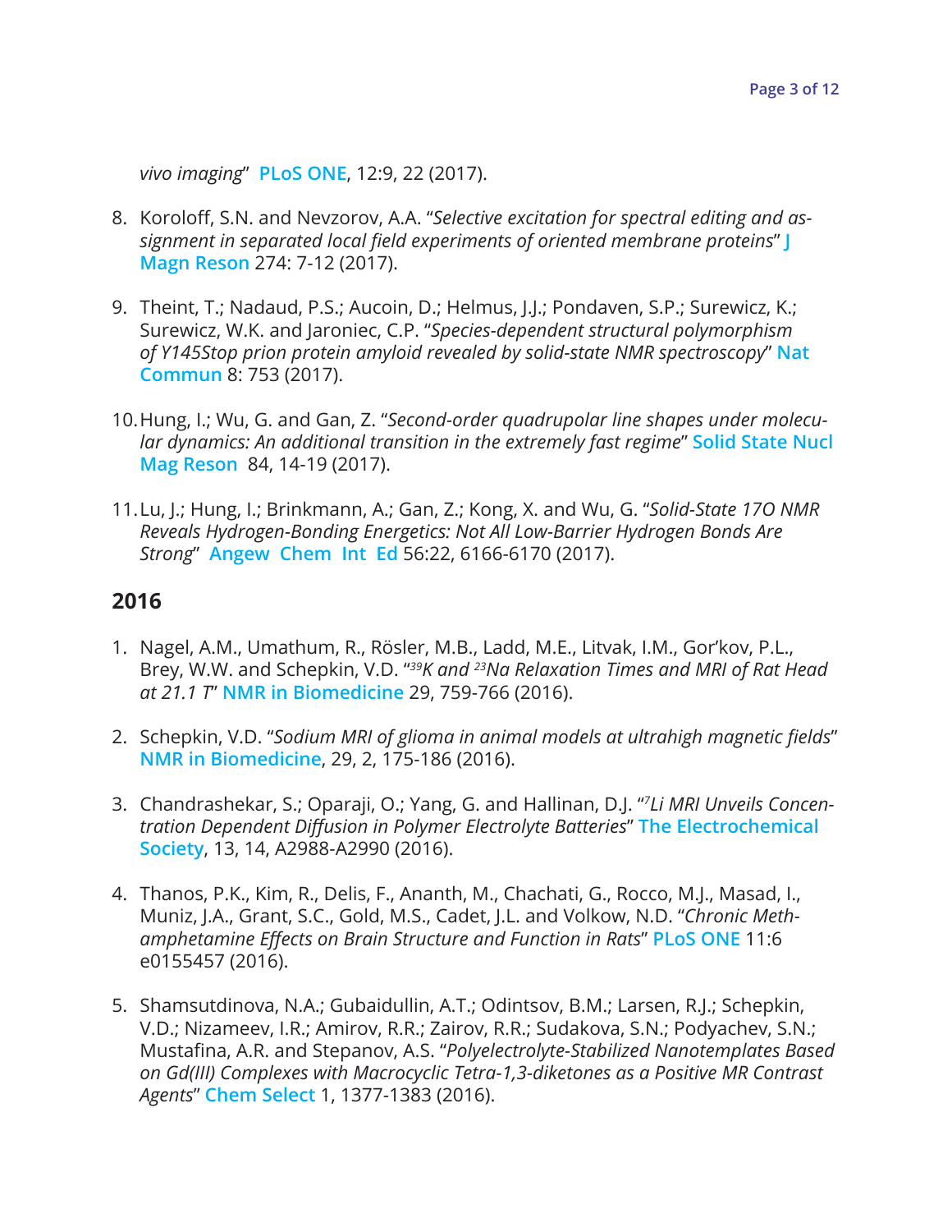*vivo imaging*" **PLoS ONE**, 12:9, 22 (2017).

8. Koroloff, S.N. and Nevzorov, A.A. "*Selective excitation for spectral editing and assignment in separated local field experiments of oriented membrane proteins*" **J Magn Reson** 274: 7-12 (2017).

9. Theint, T.; Nadaud, P.S.; Aucoin, D.; Helmus, J.J.; Pondaven, S.P.; Surewicz, K.; Surewicz, W.K. and Jaroniec, C.P. "*Species-dependent structural polymorphism of Y145Stop prion protein amyloid revealed by solid-state NMR spectroscopy*" **Nat Commun** 8: 753 (2017).

10. Hung, I.; Wu, G. and Gan, Z. "*Second-order quadrupolar line shapes under molecular dynamics: An additional transition in the extremely fast regime*" **Solid State Nucl Mag Reson** 84, 14-19 (2017).

11. Lu, J.; Hung, I.; Brinkmann, A.; Gan, Z.; Kong, X. and Wu, G. "*Solid-State 17O NMR Reveals Hydrogen-Bonding Energetics: Not All Low-Barrier Hydrogen Bonds Are Strong*" **Angew Chem Int Ed** 56:22, 6166-6170 (2017).

## 2016

1. Nagel, A.M., Umathum, R., Rösler, M.B., Ladd, M.E., Litvak, I.M., Gor'kov, P.L., Brey, W.W. and Schepkin, V.D. "*$^{39}$K and $^{23}$Na Relaxation Times and MRI of Rat Head at 21.1 T*" **NMR in Biomedicine** 29, 759-766 (2016).

2. Schepkin, V.D. "*Sodium MRI of glioma in animal models at ultrahigh magnetic fields*" **NMR in Biomedicine**, 29, 2, 175-186 (2016).

3. Chandrashekar, S.; Oparaji, O.; Yang, G. and Hallinan, D.J. "*$^{7}$Li MRI Unveils Concentration Dependent Diffusion in Polymer Electrolyte Batteries*" **The Electrochemical Society**, 13, 14, A2988-A2990 (2016).

4. Thanos, P.K., Kim, R., Delis, F., Ananth, M., Chachati, G., Rocco, M.J., Masad, I., Muniz, J.A., Grant, S.C., Gold, M.S., Cadet, J.L. and Volkow, N.D. "*Chronic Methamphetamine Effects on Brain Structure and Function in Rats*" **PLoS ONE** 11:6 e0155457 (2016).

5. Shamsutdinova, N.A.; Gubaidullin, A.T.; Odintsov, B.M.; Larsen, R.J.; Schepkin, V.D.; Nizameev, I.R.; Amirov, R.R.; Zairov, R.R.; Sudakova, S.N.; Podyachev, S.N.; Mustafina, A.R. and Stepanov, A.S. "*Polyelectrolyte-Stabilized Nanotemplates Based on Gd(III) Complexes with Macrocyclic Tetra-1,3-diketones as a Positive MR Contrast Agents*" **Chem Select** 1, 1377-1383 (2016).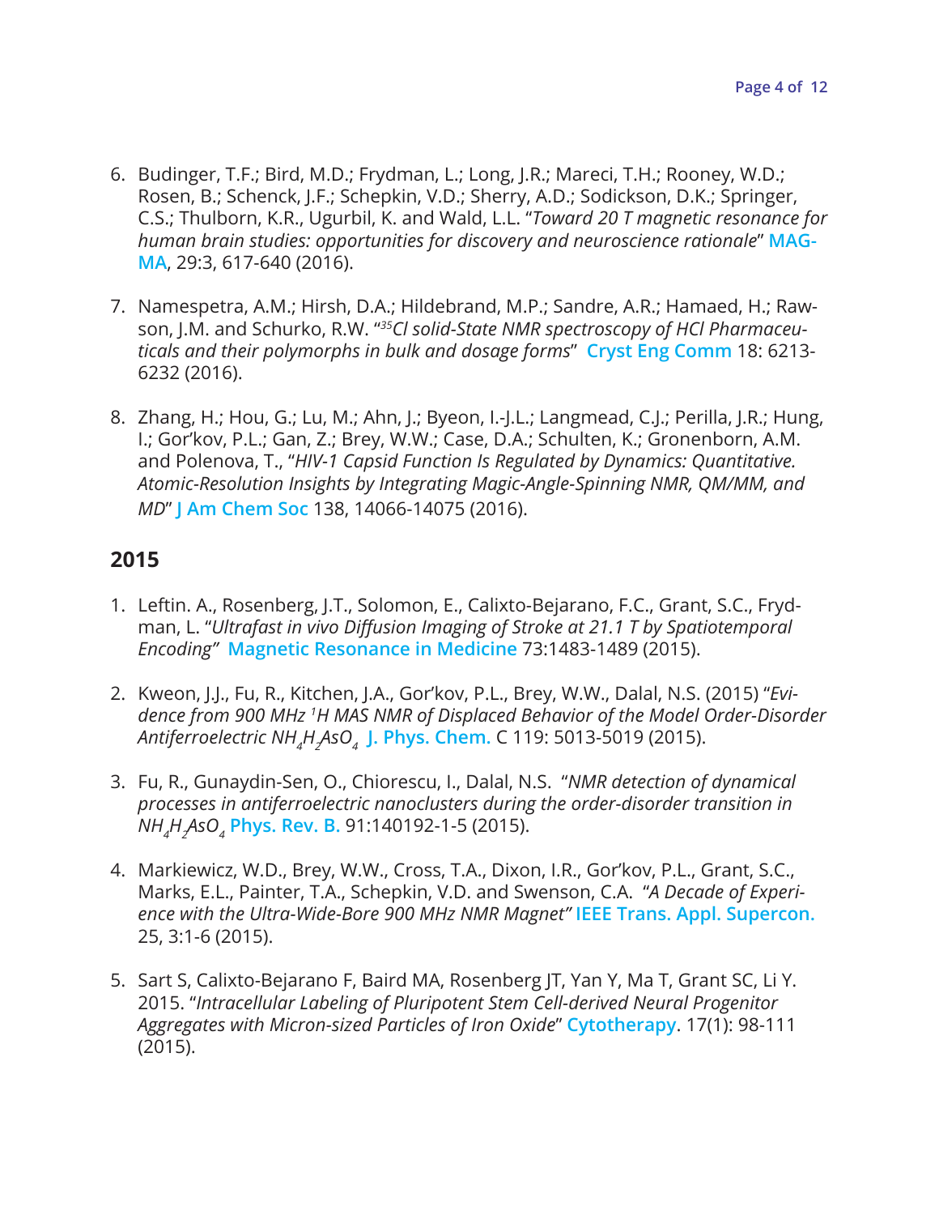6. Budinger, T.F.; Bird, M.D.; Frydman, L.; Long, J.R.; Mareci, T.H.; Rooney, W.D.; Rosen, B.; Schenck, J.F.; Schepkin, V.D.; Sherry, A.D.; Sodickson, D.K.; Springer, C.S.; Thulborn, K.R., Ugurbil, K. and Wald, L.L. "*Toward 20 T magnetic resonance for human brain studies: opportunities for discovery and neuroscience rationale*" **MAGMA**, 29:3, 617-640 (2016).

7. Namespetra, A.M.; Hirsh, D.A.; Hildebrand, M.P.; Sandre, A.R.; Hamaed, H.; Rawson, J.M. and Schurko, R.W. "*$^{35}Cl$ solid-State NMR spectroscopy of HCl Pharmaceuticals and their polymorphs in bulk and dosage forms*" **Cryst Eng Comm** 18: 6213-6232 (2016).

8. Zhang, H.; Hou, G.; Lu, M.; Ahn, J.; Byeon, I.-J.L.; Langmead, C.J.; Perilla, J.R.; Hung, I.; Gor'kov, P.L.; Gan, Z.; Brey, W.W.; Case, D.A.; Schulten, K.; Gronenborn, A.M. and Polenova, T., "*HIV-1 Capsid Function Is Regulated by Dynamics: Quantitative. Atomic-Resolution Insights by Integrating Magic-Angle-Spinning NMR, QM/MM, and MD*" **J Am Chem Soc** 138, 14066-14075 (2016).

## 2015

1. Leftin. A., Rosenberg, J.T., Solomon, E., Calixto-Bejarano, F.C., Grant, S.C., Frydman, L. "*Ultrafast in vivo Diffusion Imaging of Stroke at 21.1 T by Spatiotemporal Encoding*" **Magnetic Resonance in Medicine** 73:1483-1489 (2015).

2. Kweon, J.J., Fu, R., Kitchen, J.A., Gor'kov, P.L., Brey, W.W., Dalal, N.S. (2015) "*Evidence from 900 MHz $^{1}H$ MAS NMR of Displaced Behavior of the Model Order-Disorder Antiferroelectric $NH_4H_2AsO_4$* **J. Phys. Chem.** C 119: 5013-5019 (2015).

3. Fu, R., Gunaydin-Sen, O., Chiorescu, I., Dalal, N.S. "*NMR detection of dynamical processes in antiferroelectric nanoclusters during the order-disorder transition in $NH_4H_2AsO_4$* **Phys. Rev. B.** 91:140192-1-5 (2015).

4. Markiewicz, W.D., Brey, W.W., Cross, T.A., Dixon, I.R., Gor'kov, P.L., Grant, S.C., Marks, E.L., Painter, T.A., Schepkin, V.D. and Swenson, C.A. "*A Decade of Experience with the Ultra-Wide-Bore 900 MHz NMR Magnet*" **IEEE Trans. Appl. Supercon.** 25, 3:1-6 (2015).

5. Sart S, Calixto-Bejarano F, Baird MA, Rosenberg JT, Yan Y, Ma T, Grant SC, Li Y. 2015. "*Intracellular Labeling of Pluripotent Stem Cell-derived Neural Progenitor Aggregates with Micron-sized Particles of Iron Oxide*" **Cytotherapy**. 17(1): 98-111 (2015).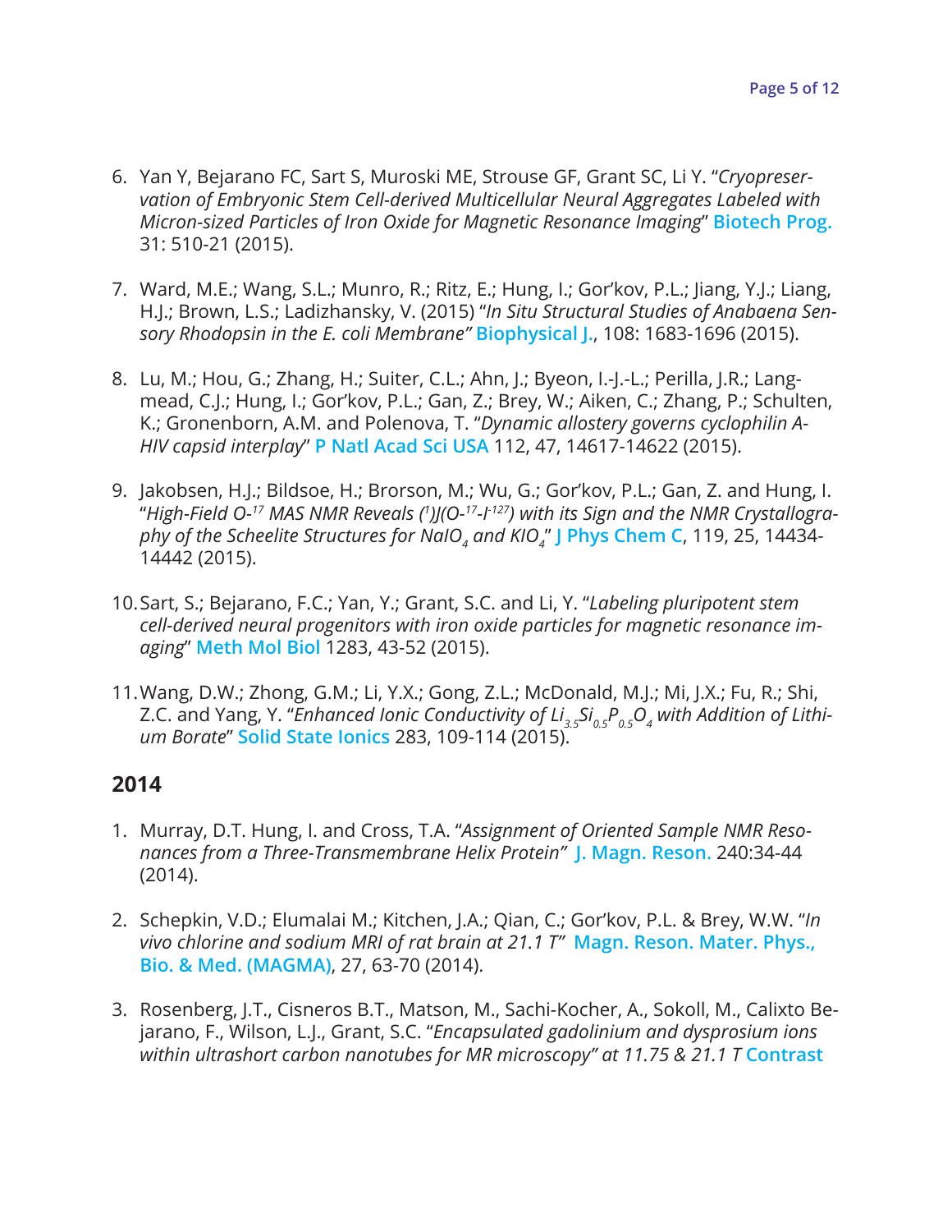6. Yan Y, Bejarano FC, Sart S, Muroski ME, Strouse GF, Grant SC, Li Y. "*Cryopreservation of Embryonic Stem Cell-derived Multicellular Neural Aggregates Labeled with Micron-sized Particles of Iron Oxide for Magnetic Resonance Imaging*" **Biotech Prog.** 31: 510-21 (2015).

7. Ward, M.E.; Wang, S.L.; Munro, R.; Ritz, E.; Hung, I.; Gor'kov, P.L.; Jiang, Y.J.; Liang, H.J.; Brown, L.S.; Ladizhansky, V. (2015) "*In Situ Structural Studies of Anabaena Sensory Rhodopsin in the E. coli Membrane*" **Biophysical J.**, 108: 1683-1696 (2015).

8. Lu, M.; Hou, G.; Zhang, H.; Suiter, C.L.; Ahn, J.; Byeon, I.-J.-L.; Perilla, J.R.; Langmead, C.J.; Hung, I.; Gor'kov, P.L.; Gan, Z.; Brey, W.; Aiken, C.; Zhang, P.; Schulten, K.; Gronenborn, A.M. and Polenova, T. "*Dynamic allostery governs cyclophilin A-HIV capsid interplay*" **P Natl Acad Sci USA** 112, 47, 14617-14622 (2015).

9. Jakobsen, H.J.; Bildsoe, H.; Brorson, M.; Wu, G.; Gor'kov, P.L.; Gan, Z. and Hung, I. "*High-Field O-$^{17}$ MAS NMR Reveals ($^{1}$)J(O-$^{17}$-I-$^{127}$) with its Sign and the NMR Crystallography of the Scheelite Structures for $NaIO_4$ and $KIO_4$*" **J Phys Chem C**, 119, 25, 14434-14442 (2015).

10. Sart, S.; Bejarano, F.C.; Yan, Y.; Grant, S.C. and Li, Y. "*Labeling pluripotent stem cell-derived neural progenitors with iron oxide particles for magnetic resonance imaging*" **Meth Mol Biol** 1283, 43-52 (2015).

11. Wang, D.W.; Zhong, G.M.; Li, Y.X.; Gong, Z.L.; McDonald, M.J.; Mi, J.X.; Fu, R.; Shi, Z.C. and Yang, Y. "*Enhanced Ionic Conductivity of $Li_{3.5}Si_{0.5}P_{0.5}O_4$ with Addition of Lithium Borate*" **Solid State Ionics** 283, 109-114 (2015).

## 2014

1. Murray, D.T. Hung, I. and Cross, T.A. "*Assignment of Oriented Sample NMR Resonances from a Three-Transmembrane Helix Protein*" **J. Magn. Reson.** 240:34-44 (2014).

2. Schepkin, V.D.; Elumalai M.; Kitchen, J.A.; Qian, C.; Gor'kov, P.L. & Brey, W.W. "*In vivo chlorine and sodium MRI of rat brain at 21.1 T*" **Magn. Reson. Mater. Phys., Bio. & Med. (MAGMA)**, 27, 63-70 (2014).

3. Rosenberg, J.T., Cisneros B.T., Matson, M., Sachi-Kocher, A., Sokoll, M., Calixto Bejarano, F., Wilson, L.J., Grant, S.C. "*Encapsulated gadolinium and dysprosium ions within ultrashort carbon nanotubes for MR microscopy" at 11.75 & 21.1 T* **Contrast**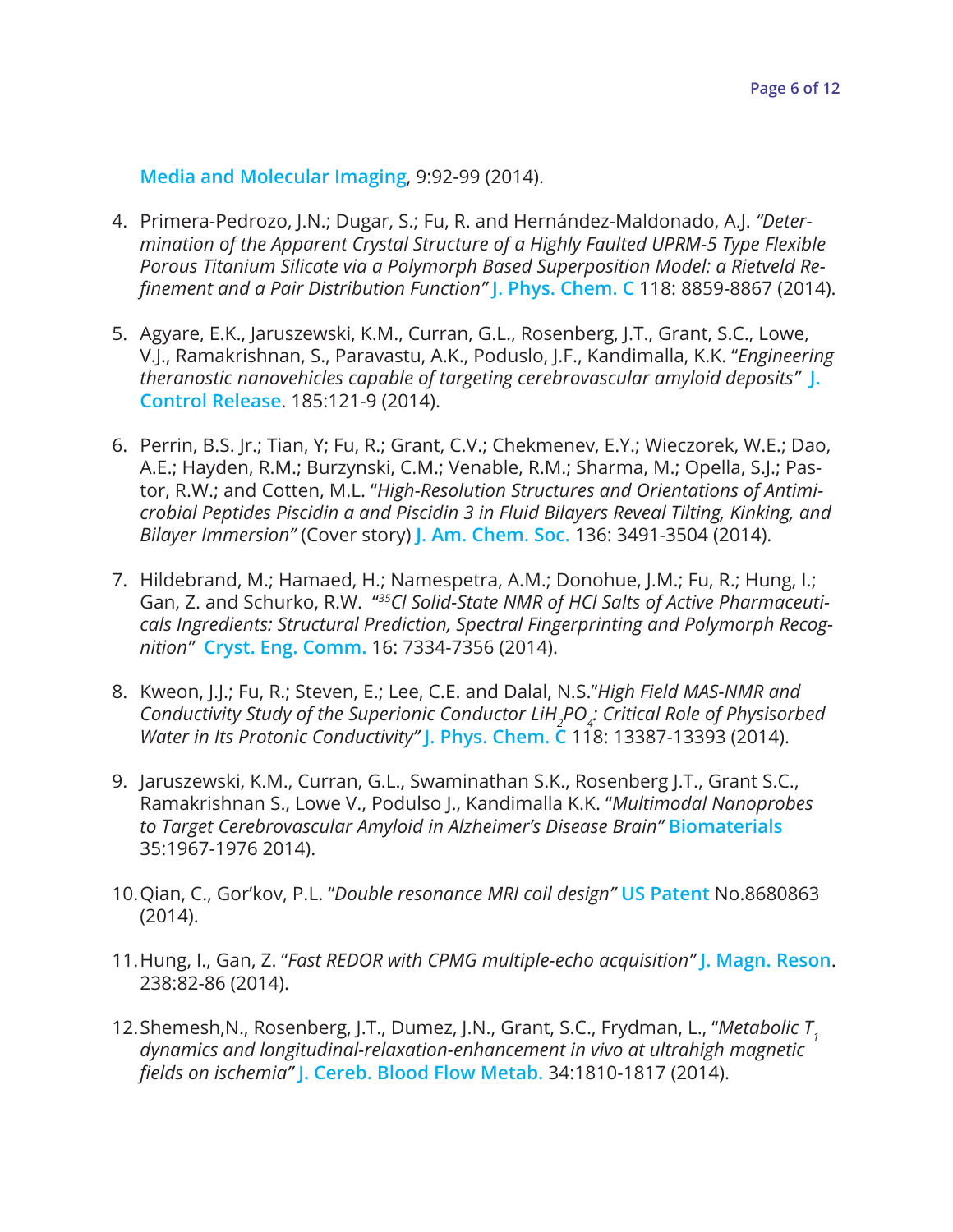**Media and Molecular Imaging**, 9:92-99 (2014).

4. Primera-Pedrozo, J.N.; Dugar, S.; Fu, R. and Hernández-Maldonado, A.J. *"Determination of the Apparent Crystal Structure of a Highly Faulted UPRM-5 Type Flexible Porous Titanium Silicate via a Polymorph Based Superposition Model: a Rietveld Refinement and a Pair Distribution Function"* **J. Phys. Chem. C** 118: 8859-8867 (2014).

5. Agyare, E.K., Jaruszewski, K.M., Curran, G.L., Rosenberg, J.T., Grant, S.C., Lowe, V.J., Ramakrishnan, S., Paravastu, A.K., Poduslo, J.F., Kandimalla, K.K. "*Engineering theranostic nanovehicles capable of targeting cerebrovascular amyloid deposits*" **J. Control Release**. 185:121-9 (2014).

6. Perrin, B.S. Jr.; Tian, Y; Fu, R.; Grant, C.V.; Chekmenev, E.Y.; Wieczorek, W.E.; Dao, A.E.; Hayden, R.M.; Burzynski, C.M.; Venable, R.M.; Sharma, M.; Opella, S.J.; Pastor, R.W.; and Cotten, M.L. "*High-Resolution Structures and Orientations of Antimicrobial Peptides Piscidin a and Piscidin 3 in Fluid Bilayers Reveal Tilting, Kinking, and Bilayer Immersion*" (Cover story) **J. Am. Chem. Soc.** 136: 3491-3504 (2014).

7. Hildebrand, M.; Hamaed, H.; Namespetra, A.M.; Donohue, J.M.; Fu, R.; Hung, I.; Gan, Z. and Schurko, R.W. "*$^{35}$Cl Solid-State NMR of HCl Salts of Active Pharmaceuticals Ingredients: Structural Prediction, Spectral Fingerprinting and Polymorph Recognition*" **Cryst. Eng. Comm.** 16: 7334-7356 (2014).

8. Kweon, J.J.; Fu, R.; Steven, E.; Lee, C.E. and Dalal, N.S."*High Field MAS-NMR and Conductivity Study of the Superionic Conductor $LiH_2PO_4$: Critical Role of Physisorbed Water in Its Protonic Conductivity*" **J. Phys. Chem. C** 118: 13387-13393 (2014).

9. Jaruszewski, K.M., Curran, G.L., Swaminathan S.K., Rosenberg J.T., Grant S.C., Ramakrishnan S., Lowe V., Podulso J., Kandimalla K.K. "*Multimodal Nanoprobes to Target Cerebrovascular Amyloid in Alzheimer's Disease Brain*" **Biomaterials** 35:1967-1976 2014).

10. Qian, C., Gor'kov, P.L. "*Double resonance MRI coil design*" **US Patent** No.8680863 (2014).

11. Hung, I., Gan, Z. "*Fast REDOR with CPMG multiple-echo acquisition*" **J. Magn. Reson**. 238:82-86 (2014).

12. Shemesh,N., Rosenberg, J.T., Dumez, J.N., Grant, S.C., Frydman, L., "*Metabolic $T_1$ dynamics and longitudinal-relaxation-enhancement in vivo at ultrahigh magnetic fields on ischemia*" **J. Cereb. Blood Flow Metab.** 34:1810-1817 (2014).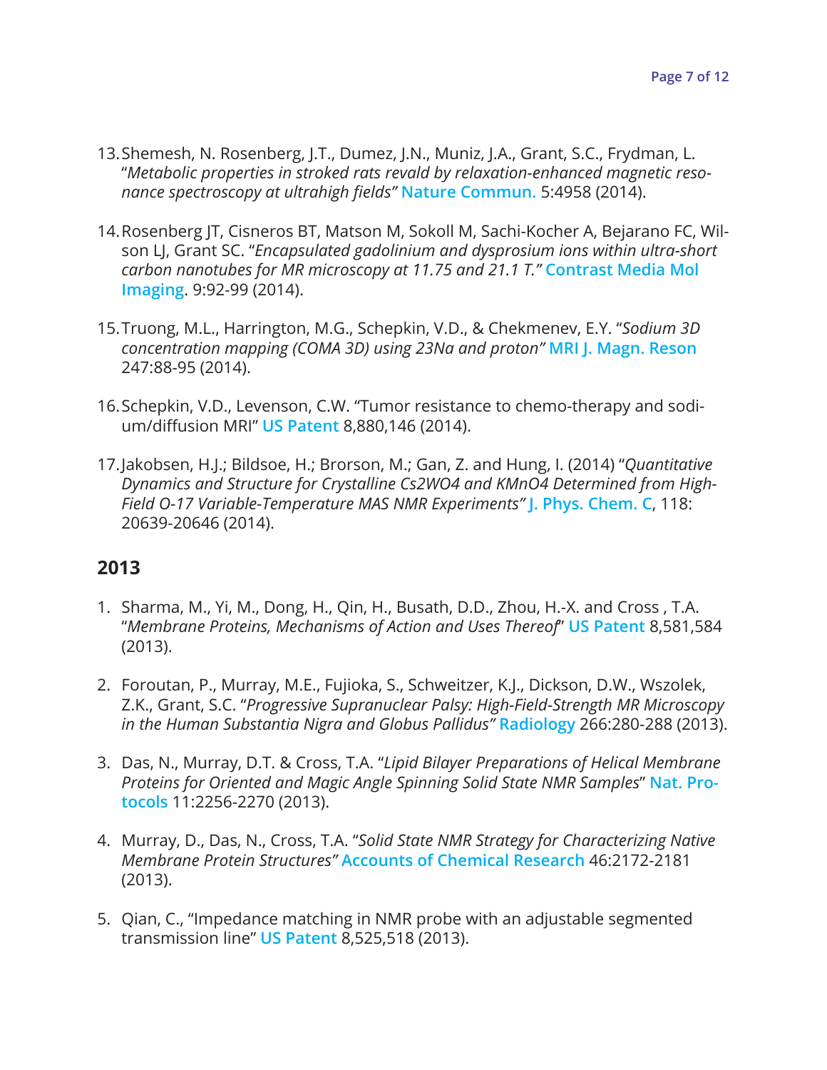13. Shemesh, N. Rosenberg, J.T., Dumez, J.N., Muniz, J.A., Grant, S.C., Frydman, L. "*Metabolic properties in stroked rats revald by relaxation-enhanced magnetic resonance spectroscopy at ultrahigh fields*" **Nature Commun.** 5:4958 (2014).

14. Rosenberg JT, Cisneros BT, Matson M, Sokoll M, Sachi-Kocher A, Bejarano FC, Wilson LJ, Grant SC. "*Encapsulated gadolinium and dysprosium ions within ultra-short carbon nanotubes for MR microscopy at 11.75 and 21.1 T.*" **Contrast Media Mol Imaging**. 9:92-99 (2014).

15. Truong, M.L., Harrington, M.G., Schepkin, V.D., & Chekmenev, E.Y. "*Sodium 3D concentration mapping (COMA 3D) using 23Na and proton*" **MRI J. Magn. Reson** 247:88-95 (2014).

16. Schepkin, V.D., Levenson, C.W. "Tumor resistance to chemo-therapy and sodium/diffusion MRI" **US Patent** 8,880,146 (2014).

17. Jakobsen, H.J.; Bildsoe, H.; Brorson, M.; Gan, Z. and Hung, I. (2014) "*Quantitative Dynamics and Structure for Crystalline Cs2WO4 and KMnO4 Determined from High-Field O-17 Variable-Temperature MAS NMR Experiments*" **J. Phys. Chem. C**, 118: 20639-20646 (2014).

## 2013

1. Sharma, M., Yi, M., Dong, H., Qin, H., Busath, D.D., Zhou, H.-X. and Cross , T.A. "*Membrane Proteins, Mechanisms of Action and Uses Thereof*" **US Patent** 8,581,584 (2013).

2. Foroutan, P., Murray, M.E., Fujioka, S., Schweitzer, K.J., Dickson, D.W., Wszolek, Z.K., Grant, S.C. "*Progressive Supranuclear Palsy: High-Field-Strength MR Microscopy in the Human Substantia Nigra and Globus Pallidus*" **Radiology** 266:280-288 (2013).

3. Das, N., Murray, D.T. & Cross, T.A. "*Lipid Bilayer Preparations of Helical Membrane Proteins for Oriented and Magic Angle Spinning Solid State NMR Samples*" **Nat. Protocols** 11:2256-2270 (2013).

4. Murray, D., Das, N., Cross, T.A. "*Solid State NMR Strategy for Characterizing Native Membrane Protein Structures*" **Accounts of Chemical Research** 46:2172-2181 (2013).

5. Qian, C., "Impedance matching in NMR probe with an adjustable segmented transmission line" **US Patent** 8,525,518 (2013).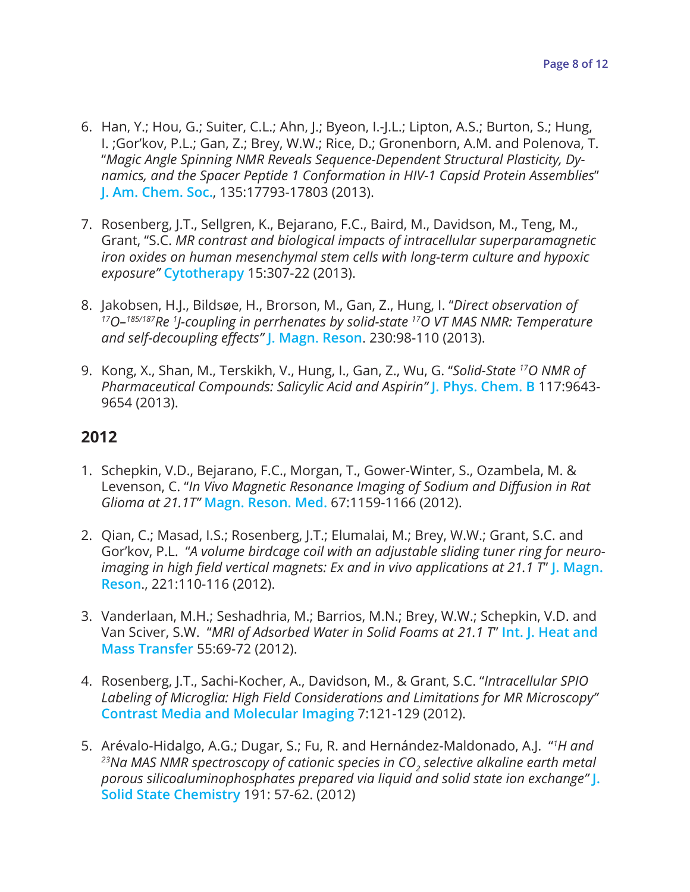6. Han, Y.; Hou, G.; Suiter, C.L.; Ahn, J.; Byeon, I.-J.L.; Lipton, A.S.; Burton, S.; Hung, I. ;Gor'kov, P.L.; Gan, Z.; Brey, W.W.; Rice, D.; Gronenborn, A.M. and Polenova, T. "*Magic Angle Spinning NMR Reveals Sequence-Dependent Structural Plasticity, Dynamics, and the Spacer Peptide 1 Conformation in HIV-1 Capsid Protein Assemblies*" **J. Am. Chem. Soc.**, 135:17793-17803 (2013).

7. Rosenberg, J.T., Sellgren, K., Bejarano, F.C., Baird, M., Davidson, M., Teng, M., Grant, "S.C. *MR contrast and biological impacts of intracellular superparamagnetic iron oxides on human mesenchymal stem cells with long-term culture and hypoxic exposure"* **Cytotherapy** 15:307-22 (2013).

8. Jakobsen, H.J., Bildsøe, H., Brorson, M., Gan, Z., Hung, I. "*Direct observation of $^{17}$O–$^{185/187}$Re $^{1}$J-coupling in perrhenates by solid-state $^{17}$O VT MAS NMR: Temperature and self-decoupling effects"* **J. Magn. Reson**. 230:98-110 (2013).

9. Kong, X., Shan, M., Terskikh, V., Hung, I., Gan, Z., Wu, G. "*Solid-State $^{17}$O NMR of Pharmaceutical Compounds: Salicylic Acid and Aspirin"* **J. Phys. Chem. B** 117:9643-9654 (2013).

## 2012

1. Schepkin, V.D., Bejarano, F.C., Morgan, T., Gower-Winter, S., Ozambela, M. & Levenson, C. "*In Vivo Magnetic Resonance Imaging of Sodium and Diffusion in Rat Glioma at 21.1T"* **Magn. Reson. Med.** 67:1159-1166 (2012).

2. Qian, C.; Masad, I.S.; Rosenberg, J.T.; Elumalai, M.; Brey, W.W.; Grant, S.C. and Gor'kov, P.L. "*A volume birdcage coil with an adjustable sliding tuner ring for neuroimaging in high field vertical magnets: Ex and in vivo applications at 21.1 T*" **J. Magn. Reson**., 221:110-116 (2012).

3. Vanderlaan, M.H.; Seshadhria, M.; Barrios, M.N.; Brey, W.W.; Schepkin, V.D. and Van Sciver, S.W. "*MRI of Adsorbed Water in Solid Foams at 21.1 T*" **Int. J. Heat and Mass Transfer** 55:69-72 (2012).

4. Rosenberg, J.T., Sachi-Kocher, A., Davidson, M., & Grant, S.C. "*Intracellular SPIO Labeling of Microglia: High Field Considerations and Limitations for MR Microscopy"* **Contrast Media and Molecular Imaging** 7:121-129 (2012).

5. Arévalo-Hidalgo, A.G.; Dugar, S.; Fu, R. and Hernández-Maldonado, A.J. "*$^{1}$H and $^{23}$Na MAS NMR spectroscopy of cationic species in $CO_2$ selective alkaline earth metal porous silicoaluminophosphates prepared via liquid and solid state ion exchange"* **J. Solid State Chemistry** 191: 57-62. (2012)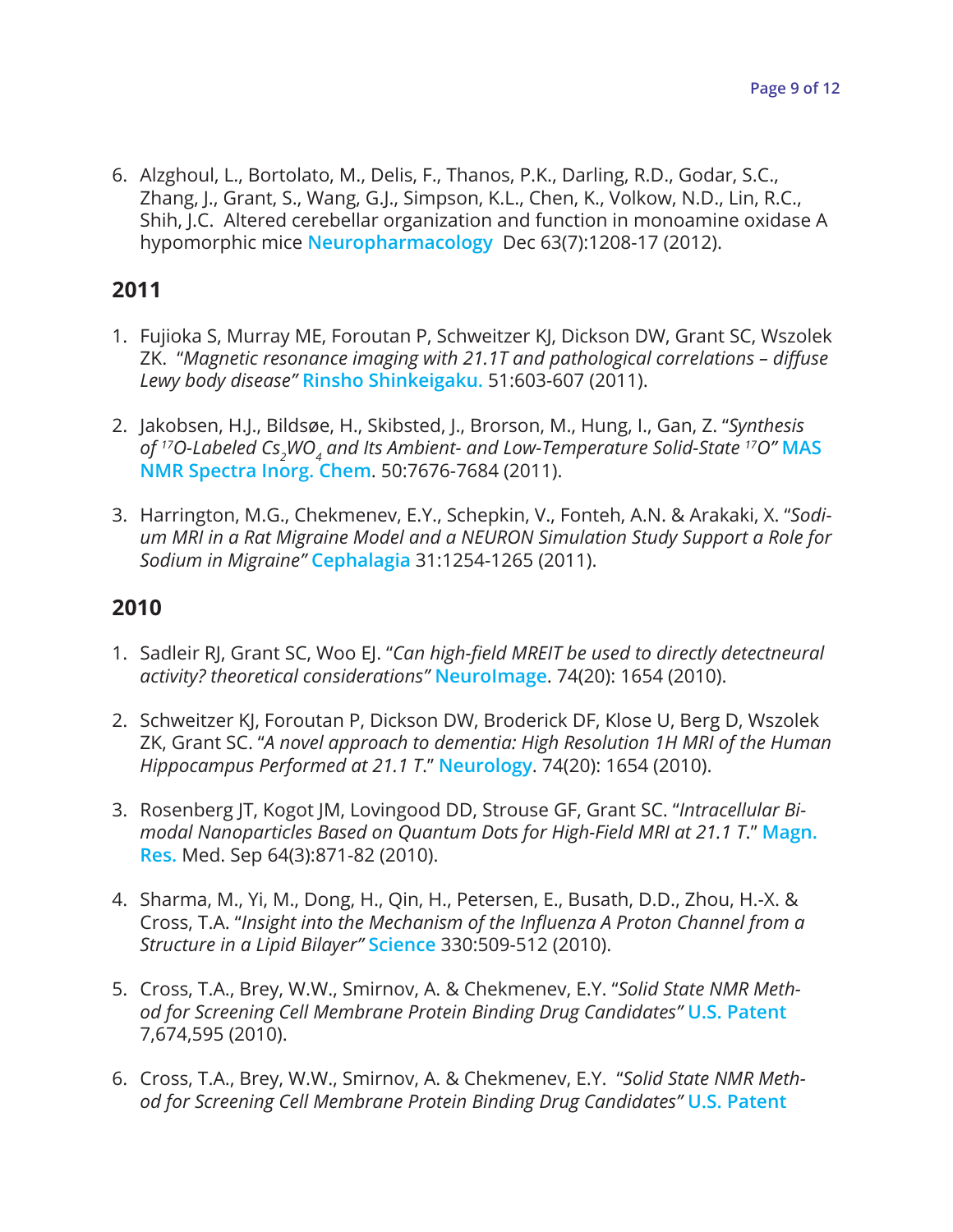6. Alzghoul, L., Bortolato, M., Delis, F., Thanos, P.K., Darling, R.D., Godar, S.C., Zhang, J., Grant, S., Wang, G.J., Simpson, K.L., Chen, K., Volkow, N.D., Lin, R.C., Shih, J.C. Altered cerebellar organization and function in monoamine oxidase A hypomorphic mice **Neuropharmacology** Dec 63(7):1208-17 (2012).

## 2011

1. Fujioka S, Murray ME, Foroutan P, Schweitzer KJ, Dickson DW, Grant SC, Wszolek ZK. "*Magnetic resonance imaging with 21.1T and pathological correlations – diffuse Lewy body disease*" **Rinsho Shinkeigaku.** 51:603-607 (2011).

2. Jakobsen, H.J., Bildsøe, H., Skibsted, J., Brorson, M., Hung, I., Gan, Z. "*Synthesis of $^{17}O$-Labeled $Cs_2WO_4$ and Its Ambient- and Low-Temperature Solid-State $^{17}O$*" **MAS NMR Spectra Inorg. Chem**. 50:7676-7684 (2011).

3. Harrington, M.G., Chekmenev, E.Y., Schepkin, V., Fonteh, A.N. & Arakaki, X. "*Sodium MRI in a Rat Migraine Model and a NEURON Simulation Study Support a Role for Sodium in Migraine*" **Cephalagia** 31:1254-1265 (2011).

## 2010

1. Sadleir RJ, Grant SC, Woo EJ. "*Can high-field MREIT be used to directly detectneural activity? theoretical considerations*" **NeuroImage**. 74(20): 1654 (2010).

2. Schweitzer KJ, Foroutan P, Dickson DW, Broderick DF, Klose U, Berg D, Wszolek ZK, Grant SC. "*A novel approach to dementia: High Resolution 1H MRI of the Human Hippocampus Performed at 21.1 T*." **Neurology**. 74(20): 1654 (2010).

3. Rosenberg JT, Kogot JM, Lovingood DD, Strouse GF, Grant SC. "*Intracellular Bimodal Nanoparticles Based on Quantum Dots for High-Field MRI at 21.1 T*." **Magn. Res.** Med. Sep 64(3):871-82 (2010).

4. Sharma, M., Yi, M., Dong, H., Qin, H., Petersen, E., Busath, D.D., Zhou, H.-X. & Cross, T.A. "*Insight into the Mechanism of the Influenza A Proton Channel from a Structure in a Lipid Bilayer*" **Science** 330:509-512 (2010).

5. Cross, T.A., Brey, W.W., Smirnov, A. & Chekmenev, E.Y. "*Solid State NMR Method for Screening Cell Membrane Protein Binding Drug Candidates*" **U.S. Patent** 7,674,595 (2010).

6. Cross, T.A., Brey, W.W., Smirnov, A. & Chekmenev, E.Y. "*Solid State NMR Method for Screening Cell Membrane Protein Binding Drug Candidates*" **U.S. Patent**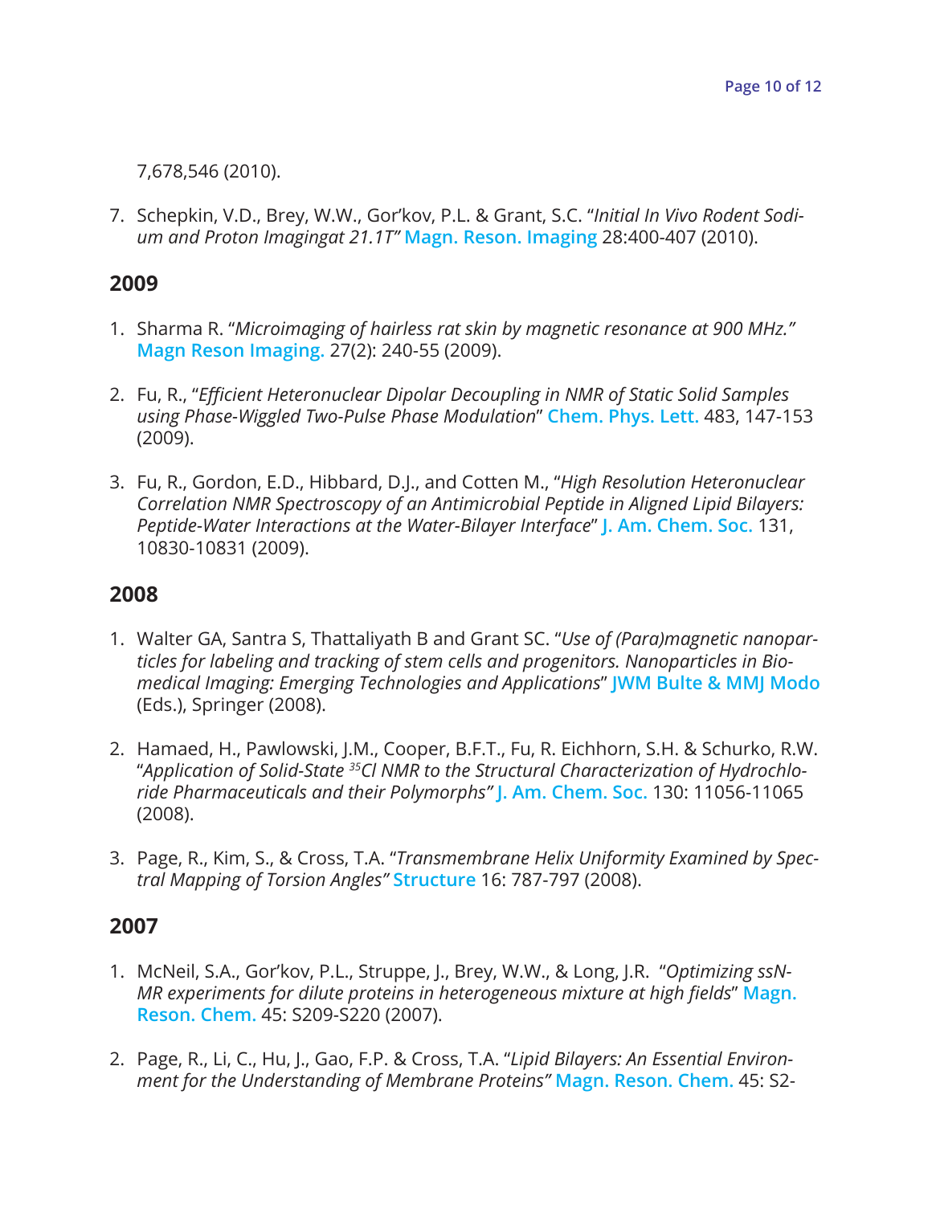7,678,546 (2010).

7. Schepkin, V.D., Brey, W.W., Gor'kov, P.L. & Grant, S.C. "*Initial In Vivo Rodent Sodium and Proton Imagingat 21.1T*" **Magn. Reson. Imaging** 28:400-407 (2010).

## 2009

1. Sharma R. "*Microimaging of hairless rat skin by magnetic resonance at 900 MHz.*" **Magn Reson Imaging.** 27(2): 240-55 (2009).

2. Fu, R., "*Efficient Heteronuclear Dipolar Decoupling in NMR of Static Solid Samples using Phase-Wiggled Two-Pulse Phase Modulation*" **Chem. Phys. Lett.** 483, 147-153 (2009).

3. Fu, R., Gordon, E.D., Hibbard, D.J., and Cotten M., "*High Resolution Heteronuclear Correlation NMR Spectroscopy of an Antimicrobial Peptide in Aligned Lipid Bilayers: Peptide-Water Interactions at the Water-Bilayer Interface*" **J. Am. Chem. Soc.** 131, 10830-10831 (2009).

## 2008

1. Walter GA, Santra S, Thattaliyath B and Grant SC. "*Use of (Para)magnetic nanoparticles for labeling and tracking of stem cells and progenitors. Nanoparticles in Biomedical Imaging: Emerging Technologies and Applications*" **JWM Bulte & MMJ Modo** (Eds.), Springer (2008).

2. Hamaed, H., Pawlowski, J.M., Cooper, B.F.T., Fu, R. Eichhorn, S.H. & Schurko, R.W. "*Application of Solid-State $^{35}$Cl NMR to the Structural Characterization of Hydrochloride Pharmaceuticals and their Polymorphs*" **J. Am. Chem. Soc.** 130: 11056-11065 (2008).

3. Page, R., Kim, S., & Cross, T.A. "*Transmembrane Helix Uniformity Examined by Spectral Mapping of Torsion Angles*" **Structure** 16: 787-797 (2008).

## 2007

1. McNeil, S.A., Gor'kov, P.L., Struppe, J., Brey, W.W., & Long, J.R. "*Optimizing ssNMR experiments for dilute proteins in heterogeneous mixture at high fields*" **Magn. Reson. Chem.** 45: S209-S220 (2007).

2. Page, R., Li, C., Hu, J., Gao, F.P. & Cross, T.A. "*Lipid Bilayers: An Essential Environment for the Understanding of Membrane Proteins*" **Magn. Reson. Chem.** 45: S2-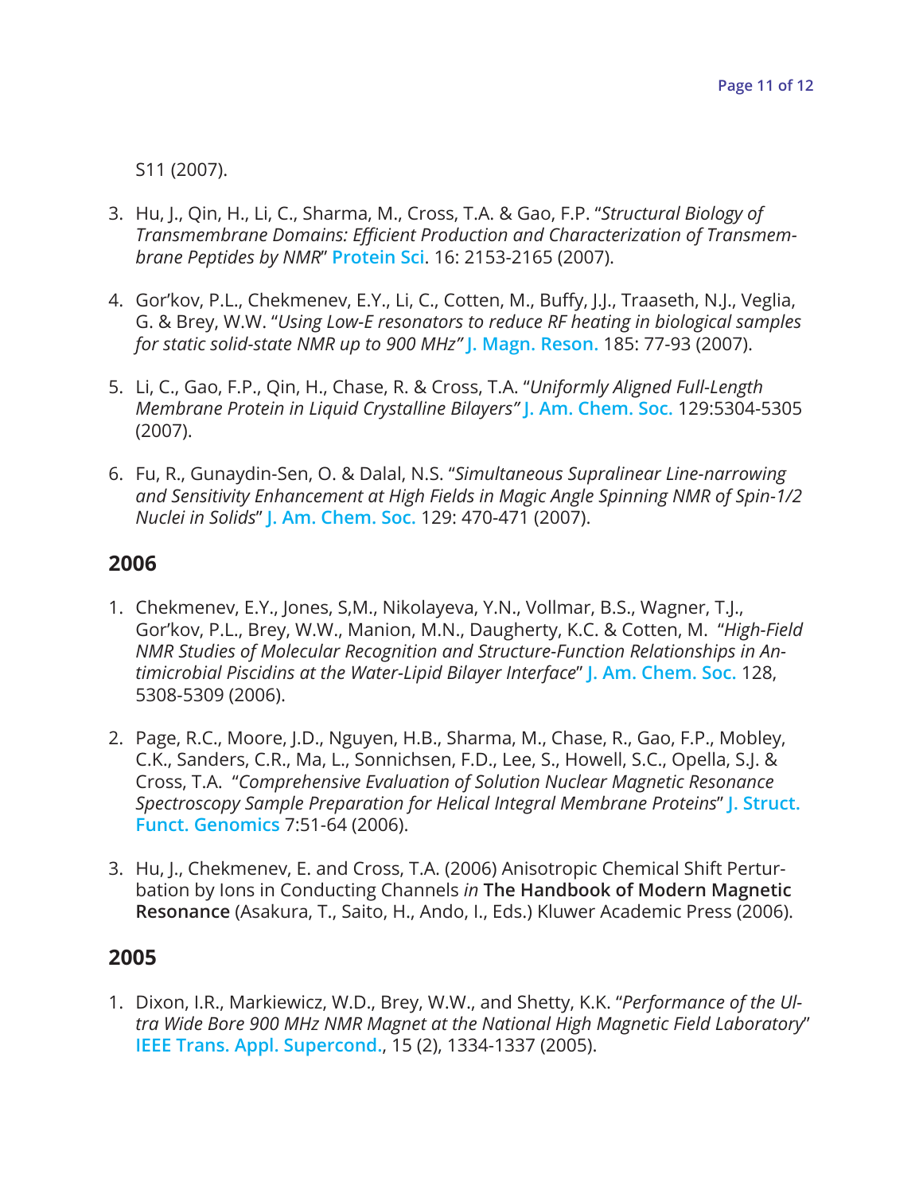S11 (2007).

3. Hu, J., Qin, H., Li, C., Sharma, M., Cross, T.A. & Gao, F.P. "*Structural Biology of Transmembrane Domains: Efficient Production and Characterization of Transmembrane Peptides by NMR*" **Protein Sci**. 16: 2153-2165 (2007).

4. Gor'kov, P.L., Chekmenev, E.Y., Li, C., Cotten, M., Buffy, J.J., Traaseth, N.J., Veglia, G. & Brey, W.W. "*Using Low-E resonators to reduce RF heating in biological samples for static solid-state NMR up to 900 MHz"* **J. Magn. Reson.** 185: 77-93 (2007).

5. Li, C., Gao, F.P., Qin, H., Chase, R. & Cross, T.A. "*Uniformly Aligned Full-Length Membrane Protein in Liquid Crystalline Bilayers"* **J. Am. Chem. Soc.** 129:5304-5305 (2007).

6. Fu, R., Gunaydin-Sen, O. & Dalal, N.S. "*Simultaneous Supralinear Line-narrowing and Sensitivity Enhancement at High Fields in Magic Angle Spinning NMR of Spin-1/2 Nuclei in Solids*" **J. Am. Chem. Soc.** 129: 470-471 (2007).

## 2006

1. Chekmenev, E.Y., Jones, S,M., Nikolayeva, Y.N., Vollmar, B.S., Wagner, T.J., Gor'kov, P.L., Brey, W.W., Manion, M.N., Daugherty, K.C. & Cotten, M. "*High-Field NMR Studies of Molecular Recognition and Structure-Function Relationships in Antimicrobial Piscidins at the Water-Lipid Bilayer Interface*" **J. Am. Chem. Soc.** 128, 5308-5309 (2006).

2. Page, R.C., Moore, J.D., Nguyen, H.B., Sharma, M., Chase, R., Gao, F.P., Mobley, C.K., Sanders, C.R., Ma, L., Sonnichsen, F.D., Lee, S., Howell, S.C., Opella, S.J. & Cross, T.A. "*Comprehensive Evaluation of Solution Nuclear Magnetic Resonance Spectroscopy Sample Preparation for Helical Integral Membrane Proteins*" **J. Struct. Funct. Genomics** 7:51-64 (2006).

3. Hu, J., Chekmenev, E. and Cross, T.A. (2006) Anisotropic Chemical Shift Perturbation by Ions in Conducting Channels *in* **The Handbook of Modern Magnetic Resonance** (Asakura, T., Saito, H., Ando, I., Eds.) Kluwer Academic Press (2006).

## 2005

1. Dixon, I.R., Markiewicz, W.D., Brey, W.W., and Shetty, K.K. "*Performance of the Ultra Wide Bore 900 MHz NMR Magnet at the National High Magnetic Field Laboratory*" **IEEE Trans. Appl. Supercond.**, 15 (2), 1334-1337 (2005).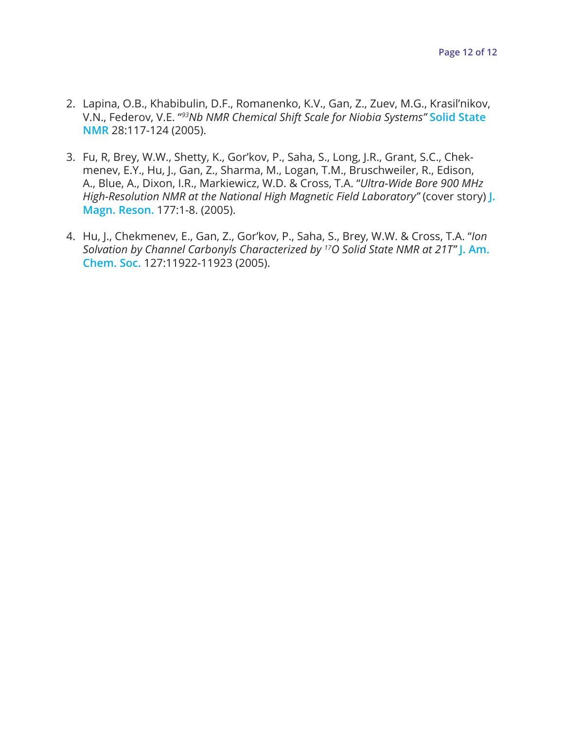2. Lapina, O.B., Khabibulin, D.F., Romanenko, K.V., Gan, Z., Zuev, M.G., Krasil'nikov, V.N., Federov, V.E. "*$^{93}$Nb NMR Chemical Shift Scale for Niobia Systems*" **Solid State NMR** 28:117-124 (2005).

3. Fu, R, Brey, W.W., Shetty, K., Gor'kov, P., Saha, S., Long, J.R., Grant, S.C., Chekmenev, E.Y., Hu, J., Gan, Z., Sharma, M., Logan, T.M., Bruschweiler, R., Edison, A., Blue, A., Dixon, I.R., Markiewicz, W.D. & Cross, T.A. "*Ultra-Wide Bore 900 MHz High-Resolution NMR at the National High Magnetic Field Laboratory*" (cover story) **J. Magn. Reson.** 177:1-8. (2005).

4. Hu, J., Chekmenev, E., Gan, Z., Gor'kov, P., Saha, S., Brey, W.W. & Cross, T.A. "*Ion Solvation by Channel Carbonyls Characterized by $^{17}$O Solid State NMR at 21T*" **J. Am. Chem. Soc.** 127:11922-11923 (2005).